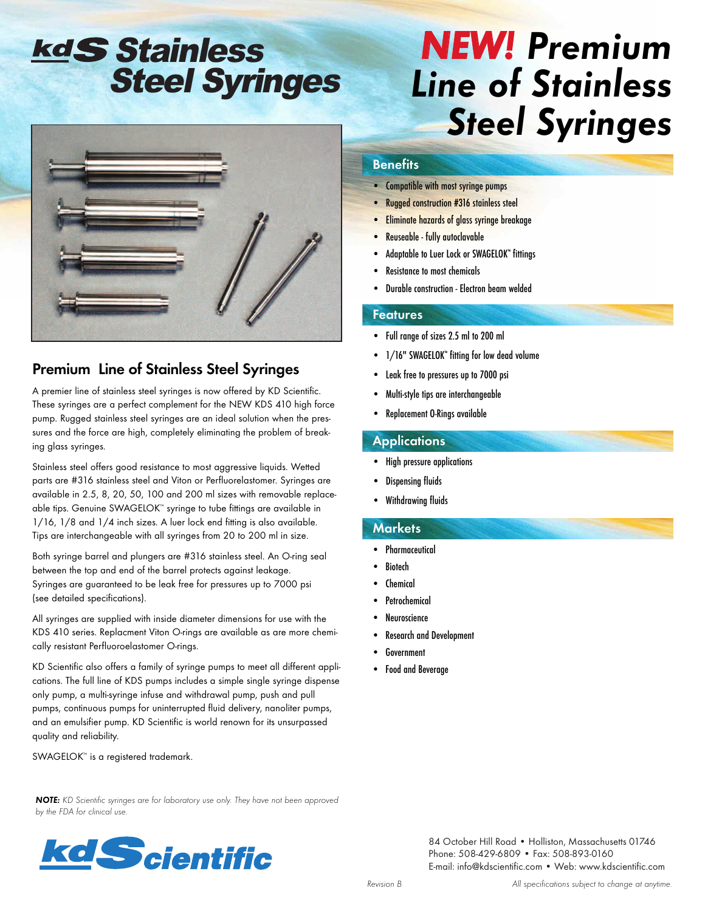# kdS Stainless Steel Syringes

# NEW! Premium Line of Stainless Steel Syringes

## Premium Line of Stainless Steel Syringes

A premier line of stainless steel syringes is now offered by KD Scientific. These syringes are a perfect complement for the NEW KDS 410 high force pump. Rugged stainless steel syringes are an ideal solution when the pressures and the force are high, completely eliminating the problem of breaking glass syringes.

Stainless steel offers good resistance to most aggressive liquids. Wetted parts are #316 stainless steel and Viton or Perfluorelastomer. Syringes are available in 2.5, 8, 20, 50, 100 and 200 ml sizes with removable replaceable tips. Genuine SWAGELOK™ syringe to tube fittings are available in 1/16, 1/8 and 1/4 inch sizes. A luer lock end fitting is also available. Tips are interchangeable with all syringes from 20 to 200 ml in size.

Both syringe barrel and plungers are #316 stainless steel. An O-ring seal between the top and end of the barrel protects against leakage. Syringes are guaranteed to be leak free for pressures up to 7000 psi (see detailed specifications).

All syringes are supplied with inside diameter dimensions for use with the KDS 410 series. Replacment Viton O-rings are available as are more chemically resistant Perfluoroelastomer O-rings.

KD Scientific also offers a family of syringe pumps to meet all different applications. The full line of KDS pumps includes a simple single syringe dispense only pump, a multi-syringe infuse and withdrawal pump, push and pull pumps, continuous pumps for uninterrupted fluid delivery, nanoliter pumps, and an emulsifier pump. KD Scientific is world renown for its unsurpassed quality and reliability.

SWAGELOK™ is a registered trademark.

### Benefits

- Compatible with most syringe pumps
- Rugged construction #316 stainless steel
- Eliminate hazards of glass syringe breakage
- Reuseable - fully autoclavable
- Adaptable to Luer Lock or SWAGELOK™ fittings
- Resistance to most chemicals
- Durable construction - Electron beam welded

### Features

- Full range of sizes 2.5 ml to 200 ml
- 1/16" SWAGELOK™ fitting for low dead volume
- Leak free to pressures up to 7000 psi
- Multi-style tips are interchangeable
- Replacement O-Rings available

### Applications

- High pressure applications
- Dispensing fluids
- Withdrawing fluids

### Markets

- Pharmaceutical
- Biotech
- Chemical
- Petrochemical
- Neuroscience
- Research and Development
- Government
- Food and Beverage

***NOTE:*** *KD Scientific syringes are for laboratory use only. They have not been approved by the FDA for clinical use.*

**kdScientific**

84 October Hill Road • Holliston, Massachusetts 01746
Phone: 508-429-6809 • Fax: 508-893-0160
E-mail: info@kdscientific.com • Web: www.kdscientific.com

*Revision B*

*All specifications subject to change at anytime.*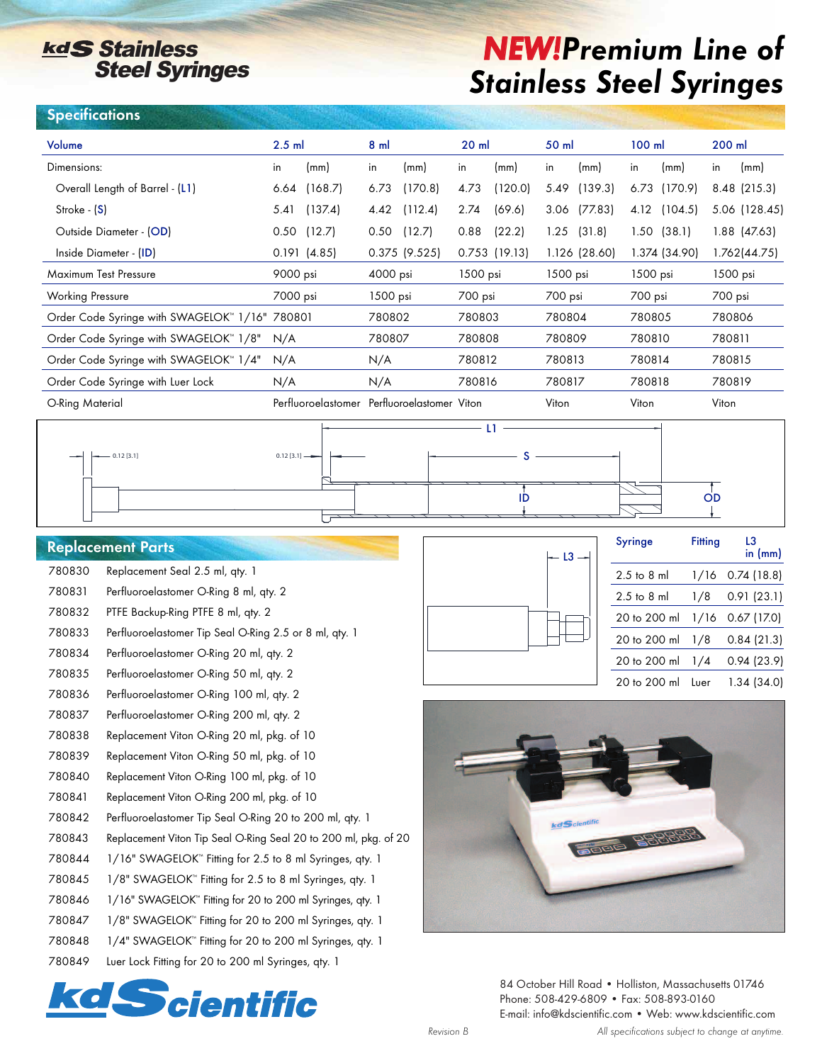# kdS Stainless Steel Syringes

# NEW! Premium Line of Stainless Steel Syringes

## Specifications

| Volume | 2.5 ml | 8 ml | 20 ml | 50 ml | 100 ml | 200 ml |
|---|---|---|---|---|---|---|
| Dimensions: | in (mm) | in (mm) | in (mm) | in (mm) | in (mm) | in (mm) |
| Overall Length of Barrel - (L1) | 6.64 (168.7) | 6.73 (170.8) | 4.73 (120.0) | 5.49 (139.3) | 6.73 (170.9) | 8.48 (215.3) |
| Stroke - (S) | 5.41 (137.4) | 4.42 (112.4) | 2.74 (69.6) | 3.06 (77.83) | 4.12 (104.5) | 5.06 (128.45) |
| Outside Diameter - (OD) | 0.50 (12.7) | 0.50 (12.7) | 0.88 (22.2) | 1.25 (31.8) | 1.50 (38.1) | 1.88 (47.63) |
| Inside Diameter - (ID) | 0.191 (4.85) | 0.375 (9.525) | 0.753 (19.13) | 1.126 (28.60) | 1.374 (34.90) | 1.762(44.75) |
| Maximum Test Pressure | 9000 psi | 4000 psi | 1500 psi | 1500 psi | 1500 psi | 1500 psi |
| Working Pressure | 7000 psi | 1500 psi | 700 psi | 700 psi | 700 psi | 700 psi |
| Order Code Syringe with SWAGELOK™ 1/16" | 780801 | 780802 | 780803 | 780804 | 780805 | 780806 |
| Order Code Syringe with SWAGELOK™ 1/8" | N/A | 780807 | 780808 | 780809 | 780810 | 780811 |
| Order Code Syringe with SWAGELOK™ 1/4" | N/A | N/A | 780812 | 780813 | 780814 | 780815 |
| Order Code Syringe with Luer Lock | N/A | N/A | 780816 | 780817 | 780818 | 780819 |
| O-Ring Material | Perfluoroelastomer | Perfluoroelastomer | Viton | Viton | Viton | Viton |

0.12 [3.1] 0.12 [3.1] L1 S ID OD

## Replacement Parts

| | |
|---|---|
| 780830 | Replacement Seal 2.5 ml, qty. 1 |
| 780831 | Perfluoroelastomer O-Ring 8 ml, qty. 2 |
| 780832 | PTFE Backup-Ring PTFE 8 ml, qty. 2 |
| 780833 | Perfluoroelastomer Tip Seal O-Ring 2.5 or 8 ml, qty. 1 |
| 780834 | Perfluoroelastomer O-Ring 20 ml, qty. 2 |
| 780835 | Perfluoroelastomer O-Ring 50 ml, qty. 2 |
| 780836 | Perfluoroelastomer O-Ring 100 ml, qty. 2 |
| 780837 | Perfluoroelastomer O-Ring 200 ml, qty. 2 |
| 780838 | Replacement Viton O-Ring 20 ml, pkg. of 10 |
| 780839 | Replacement Viton O-Ring 50 ml, pkg. of 10 |
| 780840 | Replacement Viton O-Ring 100 ml, pkg. of 10 |
| 780841 | Replacement Viton O-Ring 200 ml, pkg. of 10 |
| 780842 | Perfluoroelastomer Tip Seal O-Ring 20 to 200 ml, qty. 1 |
| 780843 | Replacement Viton Tip Seal O-Ring Seal 20 to 200 ml, pkg. of 20 |
| 780844 | 1/16" SWAGELOK™ Fitting for 2.5 to 8 ml Syringes, qty. 1 |
| 780845 | 1/8" SWAGELOK™ Fitting for 2.5 to 8 ml Syringes, qty. 1 |
| 780846 | 1/16" SWAGELOK™ Fitting for 20 to 200 ml Syringes, qty. 1 |
| 780847 | 1/8" SWAGELOK™ Fitting for 20 to 200 ml Syringes, qty. 1 |
| 780848 | 1/4" SWAGELOK™ Fitting for 20 to 200 ml Syringes, qty. 1 |
| 780849 | Luer Lock Fitting for 20 to 200 ml Syringes, qty. 1 |

L3

| Syringe | Fitting | L3 in (mm) |
|---|---|---|
| 2.5 to 8 ml | 1/16 | 0.74 (18.8) |
| 2.5 to 8 ml | 1/8 | 0.91 (23.1) |
| 20 to 200 ml | 1/16 | 0.67 (17.0) |
| 20 to 200 ml | 1/8 | 0.84 (21.3) |
| 20 to 200 ml | 1/4 | 0.94 (23.9) |
| 20 to 200 ml | Luer | 1.34 (34.0) |

kdScientific

84 October Hill Road • Holliston, Massachusetts 01746
Phone: 508-429-6809 • Fax: 508-893-0160
E-mail: info@kdscientific.com • Web: www.kdscientific.com

Revision B

*All specifications subject to change at anytime.*